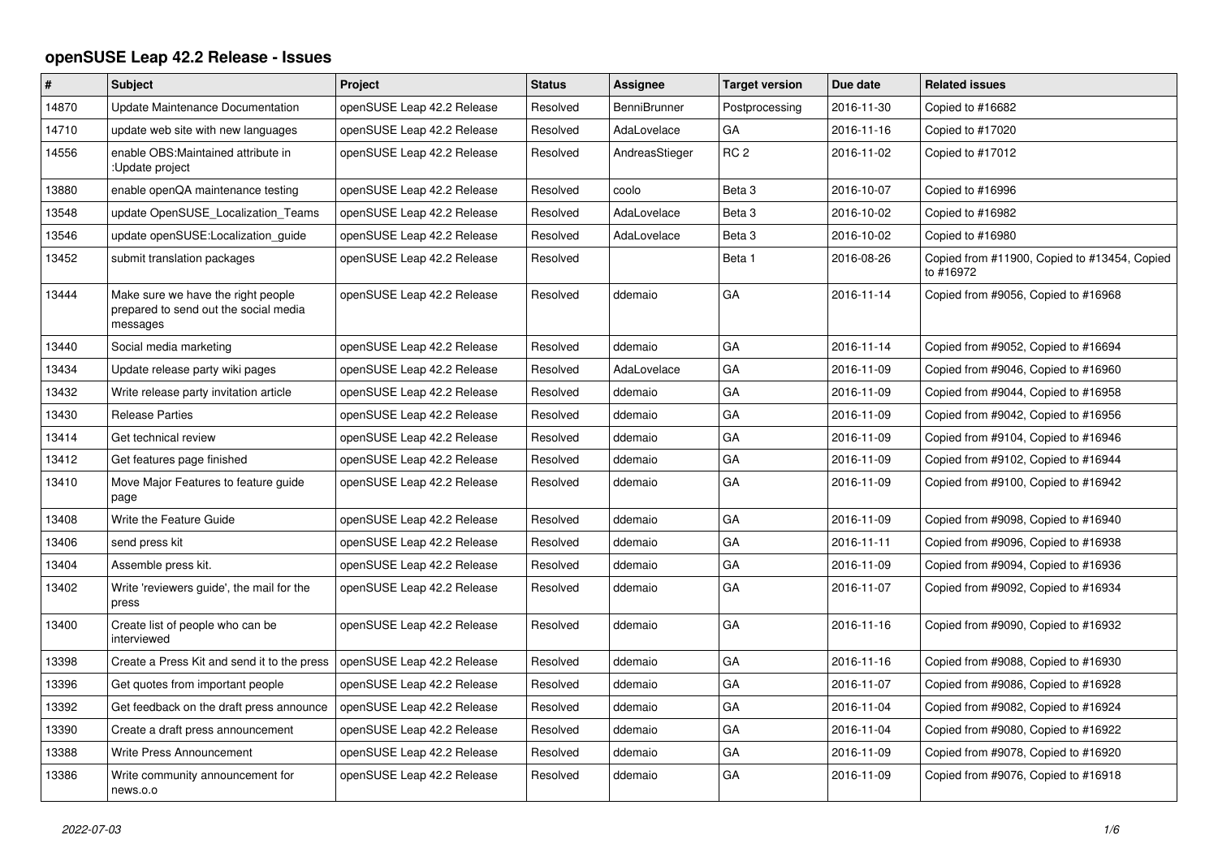# openSUSE Leap 42.2 Release - Issues

| # | Subject | Project | Status | Assignee | Target version | Due date | Related issues |
|---|---|---|---|---|---|---|---|
| 14870 | Update Maintenance Documentation | openSUSE Leap 42.2 Release | Resolved | BenniBrunner | Postprocessing | 2016-11-30 | Copied to #16682 |
| 14710 | update web site with new languages | openSUSE Leap 42.2 Release | Resolved | AdaLovelace | GA | 2016-11-16 | Copied to #17020 |
| 14556 | enable OBS:Maintained attribute in :Update project | openSUSE Leap 42.2 Release | Resolved | AndreasStieger | RC 2 | 2016-11-02 | Copied to #17012 |
| 13880 | enable openQA maintenance testing | openSUSE Leap 42.2 Release | Resolved | coolo | Beta 3 | 2016-10-07 | Copied to #16996 |
| 13548 | update OpenSUSE_Localization_Teams | openSUSE Leap 42.2 Release | Resolved | AdaLovelace | Beta 3 | 2016-10-02 | Copied to #16982 |
| 13546 | update openSUSE:Localization_guide | openSUSE Leap 42.2 Release | Resolved | AdaLovelace | Beta 3 | 2016-10-02 | Copied to #16980 |
| 13452 | submit translation packages | openSUSE Leap 42.2 Release | Resolved | | Beta 1 | 2016-08-26 | Copied from #11900, Copied to #13454, Copied to #16972 |
| 13444 | Make sure we have the right people prepared to send out the social media messages | openSUSE Leap 42.2 Release | Resolved | ddemaio | GA | 2016-11-14 | Copied from #9056, Copied to #16968 |
| 13440 | Social media marketing | openSUSE Leap 42.2 Release | Resolved | ddemaio | GA | 2016-11-14 | Copied from #9052, Copied to #16694 |
| 13434 | Update release party wiki pages | openSUSE Leap 42.2 Release | Resolved | AdaLovelace | GA | 2016-11-09 | Copied from #9046, Copied to #16960 |
| 13432 | Write release party invitation article | openSUSE Leap 42.2 Release | Resolved | ddemaio | GA | 2016-11-09 | Copied from #9044, Copied to #16958 |
| 13430 | Release Parties | openSUSE Leap 42.2 Release | Resolved | ddemaio | GA | 2016-11-09 | Copied from #9042, Copied to #16956 |
| 13414 | Get technical review | openSUSE Leap 42.2 Release | Resolved | ddemaio | GA | 2016-11-09 | Copied from #9104, Copied to #16946 |
| 13412 | Get features page finished | openSUSE Leap 42.2 Release | Resolved | ddemaio | GA | 2016-11-09 | Copied from #9102, Copied to #16944 |
| 13410 | Move Major Features to feature guide page | openSUSE Leap 42.2 Release | Resolved | ddemaio | GA | 2016-11-09 | Copied from #9100, Copied to #16942 |
| 13408 | Write the Feature Guide | openSUSE Leap 42.2 Release | Resolved | ddemaio | GA | 2016-11-09 | Copied from #9098, Copied to #16940 |
| 13406 | send press kit | openSUSE Leap 42.2 Release | Resolved | ddemaio | GA | 2016-11-11 | Copied from #9096, Copied to #16938 |
| 13404 | Assemble press kit. | openSUSE Leap 42.2 Release | Resolved | ddemaio | GA | 2016-11-09 | Copied from #9094, Copied to #16936 |
| 13402 | Write 'reviewers guide', the mail for the press | openSUSE Leap 42.2 Release | Resolved | ddemaio | GA | 2016-11-07 | Copied from #9092, Copied to #16934 |
| 13400 | Create list of people who can be interviewed | openSUSE Leap 42.2 Release | Resolved | ddemaio | GA | 2016-11-16 | Copied from #9090, Copied to #16932 |
| 13398 | Create a Press Kit and send it to the press | openSUSE Leap 42.2 Release | Resolved | ddemaio | GA | 2016-11-16 | Copied from #9088, Copied to #16930 |
| 13396 | Get quotes from important people | openSUSE Leap 42.2 Release | Resolved | ddemaio | GA | 2016-11-07 | Copied from #9086, Copied to #16928 |
| 13392 | Get feedback on the draft press announce | openSUSE Leap 42.2 Release | Resolved | ddemaio | GA | 2016-11-04 | Copied from #9082, Copied to #16924 |
| 13390 | Create a draft press announcement | openSUSE Leap 42.2 Release | Resolved | ddemaio | GA | 2016-11-04 | Copied from #9080, Copied to #16922 |
| 13388 | Write Press Announcement | openSUSE Leap 42.2 Release | Resolved | ddemaio | GA | 2016-11-09 | Copied from #9078, Copied to #16920 |
| 13386 | Write community announcement for news.o.o | openSUSE Leap 42.2 Release | Resolved | ddemaio | GA | 2016-11-09 | Copied from #9076, Copied to #16918 |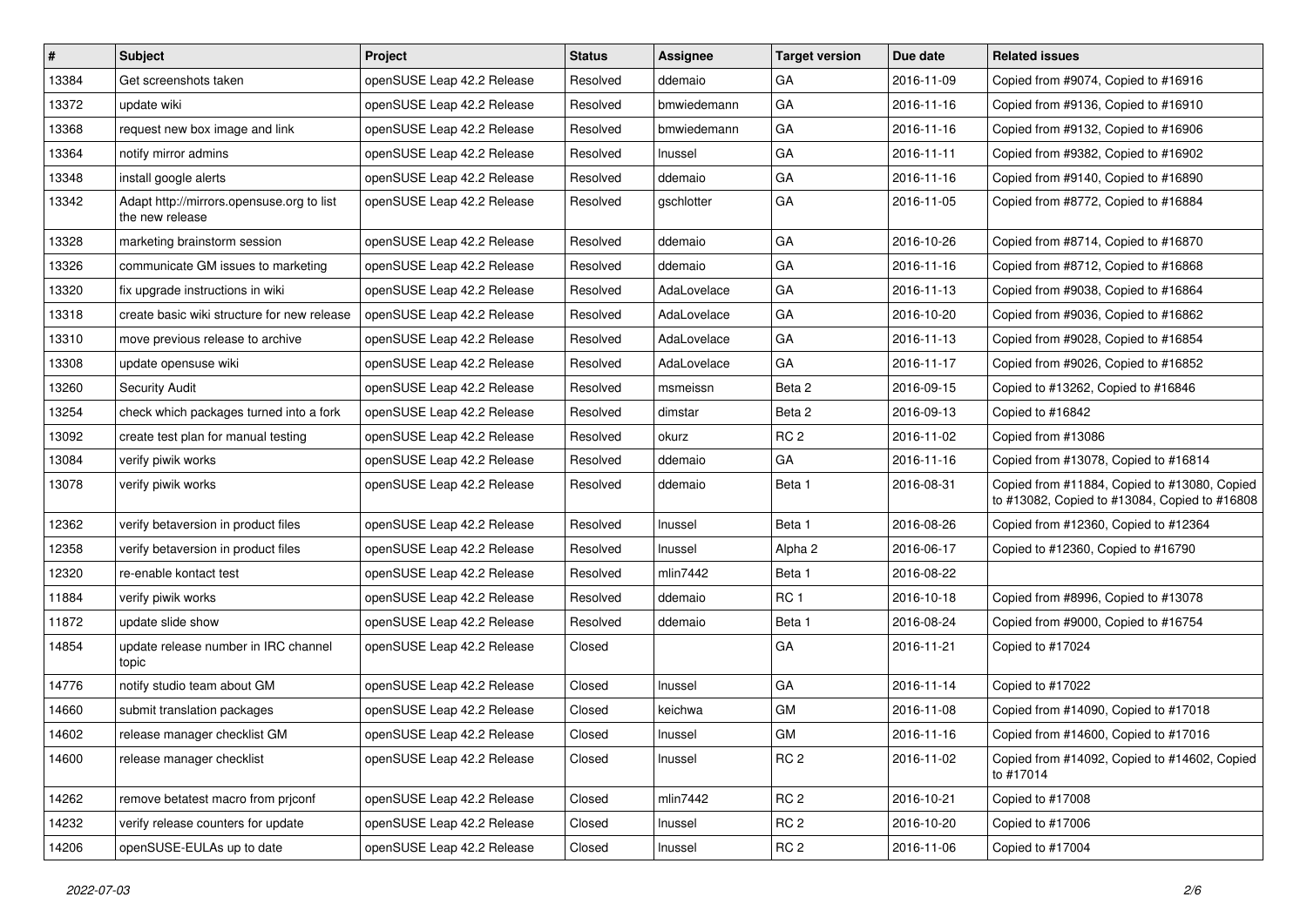| # | Subject | Project | Status | Assignee | Target version | Due date | Related issues |
|---|---|---|---|---|---|---|---|
| 13384 | Get screenshots taken | openSUSE Leap 42.2 Release | Resolved | ddemaio | GA | 2016-11-09 | Copied from #9074, Copied to #16916 |
| 13372 | update wiki | openSUSE Leap 42.2 Release | Resolved | bmwiedemann | GA | 2016-11-16 | Copied from #9136, Copied to #16910 |
| 13368 | request new box image and link | openSUSE Leap 42.2 Release | Resolved | bmwiedemann | GA | 2016-11-16 | Copied from #9132, Copied to #16906 |
| 13364 | notify mirror admins | openSUSE Leap 42.2 Release | Resolved | lnussel | GA | 2016-11-11 | Copied from #9382, Copied to #16902 |
| 13348 | install google alerts | openSUSE Leap 42.2 Release | Resolved | ddemaio | GA | 2016-11-16 | Copied from #9140, Copied to #16890 |
| 13342 | Adapt http://mirrors.opensuse.org to list the new release | openSUSE Leap 42.2 Release | Resolved | gschlotter | GA | 2016-11-05 | Copied from #8772, Copied to #16884 |
| 13328 | marketing brainstorm session | openSUSE Leap 42.2 Release | Resolved | ddemaio | GA | 2016-10-26 | Copied from #8714, Copied to #16870 |
| 13326 | communicate GM issues to marketing | openSUSE Leap 42.2 Release | Resolved | ddemaio | GA | 2016-11-16 | Copied from #8712, Copied to #16868 |
| 13320 | fix upgrade instructions in wiki | openSUSE Leap 42.2 Release | Resolved | AdaLovelace | GA | 2016-11-13 | Copied from #9038, Copied to #16864 |
| 13318 | create basic wiki structure for new release | openSUSE Leap 42.2 Release | Resolved | AdaLovelace | GA | 2016-10-20 | Copied from #9036, Copied to #16862 |
| 13310 | move previous release to archive | openSUSE Leap 42.2 Release | Resolved | AdaLovelace | GA | 2016-11-13 | Copied from #9028, Copied to #16854 |
| 13308 | update opensuse wiki | openSUSE Leap 42.2 Release | Resolved | AdaLovelace | GA | 2016-11-17 | Copied from #9026, Copied to #16852 |
| 13260 | Security Audit | openSUSE Leap 42.2 Release | Resolved | msmeissn | Beta 2 | 2016-09-15 | Copied to #13262, Copied to #16846 |
| 13254 | check which packages turned into a fork | openSUSE Leap 42.2 Release | Resolved | dimstar | Beta 2 | 2016-09-13 | Copied to #16842 |
| 13092 | create test plan for manual testing | openSUSE Leap 42.2 Release | Resolved | okurz | RC 2 | 2016-11-02 | Copied from #13086 |
| 13084 | verify piwik works | openSUSE Leap 42.2 Release | Resolved | ddemaio | GA | 2016-11-16 | Copied from #13078, Copied to #16814 |
| 13078 | verify piwik works | openSUSE Leap 42.2 Release | Resolved | ddemaio | Beta 1 | 2016-08-31 | Copied from #11884, Copied to #13080, Copied to #13082, Copied to #13084, Copied to #16808 |
| 12362 | verify betaversion in product files | openSUSE Leap 42.2 Release | Resolved | lnussel | Beta 1 | 2016-08-26 | Copied from #12360, Copied to #12364 |
| 12358 | verify betaversion in product files | openSUSE Leap 42.2 Release | Resolved | lnussel | Alpha 2 | 2016-06-17 | Copied to #12360, Copied to #16790 |
| 12320 | re-enable kontact test | openSUSE Leap 42.2 Release | Resolved | mlin7442 | Beta 1 | 2016-08-22 | |
| 11884 | verify piwik works | openSUSE Leap 42.2 Release | Resolved | ddemaio | RC 1 | 2016-10-18 | Copied from #8996, Copied to #13078 |
| 11872 | update slide show | openSUSE Leap 42.2 Release | Resolved | ddemaio | Beta 1 | 2016-08-24 | Copied from #9000, Copied to #16754 |
| 14854 | update release number in IRC channel topic | openSUSE Leap 42.2 Release | Closed | | GA | 2016-11-21 | Copied to #17024 |
| 14776 | notify studio team about GM | openSUSE Leap 42.2 Release | Closed | lnussel | GA | 2016-11-14 | Copied to #17022 |
| 14660 | submit translation packages | openSUSE Leap 42.2 Release | Closed | keichwa | GM | 2016-11-08 | Copied from #14090, Copied to #17018 |
| 14602 | release manager checklist GM | openSUSE Leap 42.2 Release | Closed | lnussel | GM | 2016-11-16 | Copied from #14600, Copied to #17016 |
| 14600 | release manager checklist | openSUSE Leap 42.2 Release | Closed | lnussel | RC 2 | 2016-11-02 | Copied from #14092, Copied to #14602, Copied to #17014 |
| 14262 | remove betatest macro from prjconf | openSUSE Leap 42.2 Release | Closed | mlin7442 | RC 2 | 2016-10-21 | Copied to #17008 |
| 14232 | verify release counters for update | openSUSE Leap 42.2 Release | Closed | lnussel | RC 2 | 2016-10-20 | Copied to #17006 |
| 14206 | openSUSE-EULAs up to date | openSUSE Leap 42.2 Release | Closed | lnussel | RC 2 | 2016-11-06 | Copied to #17004 |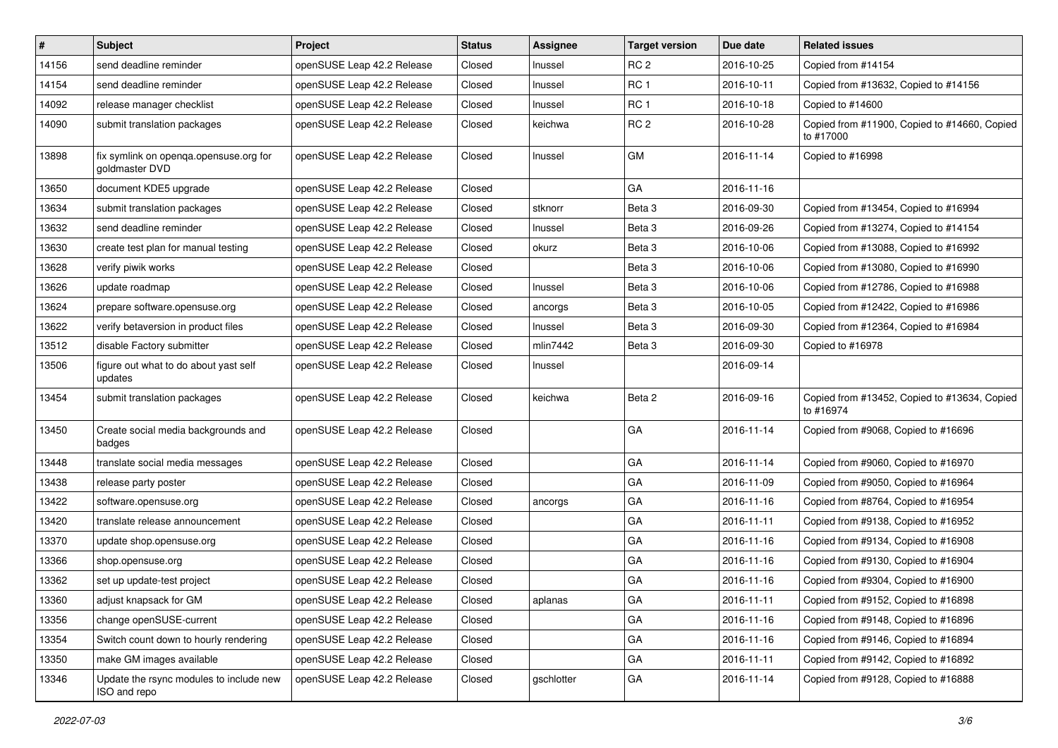| # | Subject | Project | Status | Assignee | Target version | Due date | Related issues |
|---|---|---|---|---|---|---|---|
| 14156 | send deadline reminder | openSUSE Leap 42.2 Release | Closed | lnussel | RC 2 | 2016-10-25 | Copied from #14154 |
| 14154 | send deadline reminder | openSUSE Leap 42.2 Release | Closed | lnussel | RC 1 | 2016-10-11 | Copied from #13632, Copied to #14156 |
| 14092 | release manager checklist | openSUSE Leap 42.2 Release | Closed | lnussel | RC 1 | 2016-10-18 | Copied to #14600 |
| 14090 | submit translation packages | openSUSE Leap 42.2 Release | Closed | keichwa | RC 2 | 2016-10-28 | Copied from #11900, Copied to #14660, Copied to #17000 |
| 13898 | fix symlink on openqa.opensuse.org for goldmaster DVD | openSUSE Leap 42.2 Release | Closed | lnussel | GM | 2016-11-14 | Copied to #16998 |
| 13650 | document KDE5 upgrade | openSUSE Leap 42.2 Release | Closed | | GA | 2016-11-16 | |
| 13634 | submit translation packages | openSUSE Leap 42.2 Release | Closed | stknorr | Beta 3 | 2016-09-30 | Copied from #13454, Copied to #16994 |
| 13632 | send deadline reminder | openSUSE Leap 42.2 Release | Closed | lnussel | Beta 3 | 2016-09-26 | Copied from #13274, Copied to #14154 |
| 13630 | create test plan for manual testing | openSUSE Leap 42.2 Release | Closed | okurz | Beta 3 | 2016-10-06 | Copied from #13088, Copied to #16992 |
| 13628 | verify piwik works | openSUSE Leap 42.2 Release | Closed | | Beta 3 | 2016-10-06 | Copied from #13080, Copied to #16990 |
| 13626 | update roadmap | openSUSE Leap 42.2 Release | Closed | lnussel | Beta 3 | 2016-10-06 | Copied from #12786, Copied to #16988 |
| 13624 | prepare software.opensuse.org | openSUSE Leap 42.2 Release | Closed | ancorgs | Beta 3 | 2016-10-05 | Copied from #12422, Copied to #16986 |
| 13622 | verify betaversion in product files | openSUSE Leap 42.2 Release | Closed | lnussel | Beta 3 | 2016-09-30 | Copied from #12364, Copied to #16984 |
| 13512 | disable Factory submitter | openSUSE Leap 42.2 Release | Closed | mlin7442 | Beta 3 | 2016-09-30 | Copied to #16978 |
| 13506 | figure out what to do about yast self updates | openSUSE Leap 42.2 Release | Closed | lnussel | | 2016-09-14 | |
| 13454 | submit translation packages | openSUSE Leap 42.2 Release | Closed | keichwa | Beta 2 | 2016-09-16 | Copied from #13452, Copied to #13634, Copied to #16974 |
| 13450 | Create social media backgrounds and badges | openSUSE Leap 42.2 Release | Closed | | GA | 2016-11-14 | Copied from #9068, Copied to #16696 |
| 13448 | translate social media messages | openSUSE Leap 42.2 Release | Closed | | GA | 2016-11-14 | Copied from #9060, Copied to #16970 |
| 13438 | release party poster | openSUSE Leap 42.2 Release | Closed | | GA | 2016-11-09 | Copied from #9050, Copied to #16964 |
| 13422 | software.opensuse.org | openSUSE Leap 42.2 Release | Closed | ancorgs | GA | 2016-11-16 | Copied from #8764, Copied to #16954 |
| 13420 | translate release announcement | openSUSE Leap 42.2 Release | Closed | | GA | 2016-11-11 | Copied from #9138, Copied to #16952 |
| 13370 | update shop.opensuse.org | openSUSE Leap 42.2 Release | Closed | | GA | 2016-11-16 | Copied from #9134, Copied to #16908 |
| 13366 | shop.opensuse.org | openSUSE Leap 42.2 Release | Closed | | GA | 2016-11-16 | Copied from #9130, Copied to #16904 |
| 13362 | set up update-test project | openSUSE Leap 42.2 Release | Closed | | GA | 2016-11-16 | Copied from #9304, Copied to #16900 |
| 13360 | adjust knapsack for GM | openSUSE Leap 42.2 Release | Closed | aplanas | GA | 2016-11-11 | Copied from #9152, Copied to #16898 |
| 13356 | change openSUSE-current | openSUSE Leap 42.2 Release | Closed | | GA | 2016-11-16 | Copied from #9148, Copied to #16896 |
| 13354 | Switch count down to hourly rendering | openSUSE Leap 42.2 Release | Closed | | GA | 2016-11-16 | Copied from #9146, Copied to #16894 |
| 13350 | make GM images available | openSUSE Leap 42.2 Release | Closed | | GA | 2016-11-11 | Copied from #9142, Copied to #16892 |
| 13346 | Update the rsync modules to include new ISO and repo | openSUSE Leap 42.2 Release | Closed | gschlotter | GA | 2016-11-14 | Copied from #9128, Copied to #16888 |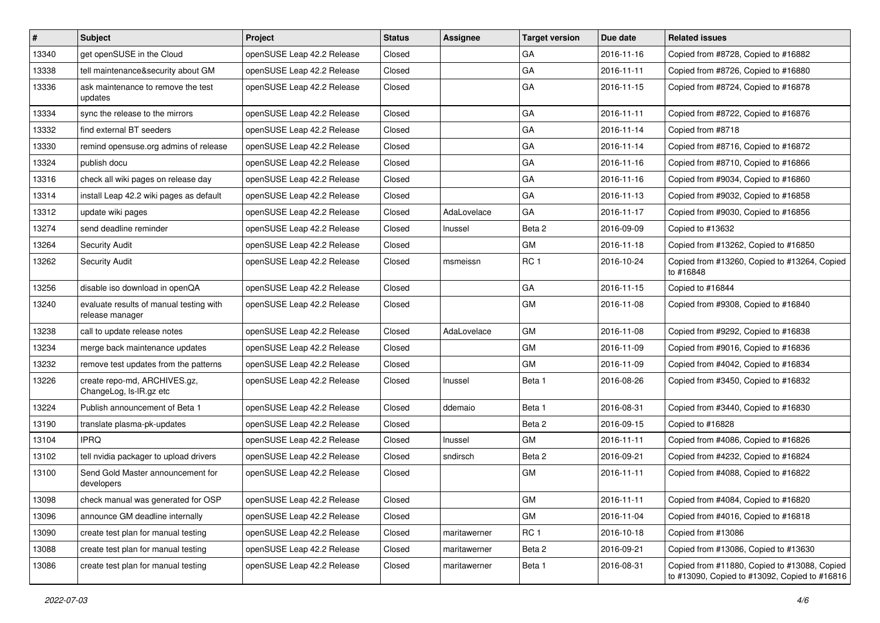| # | Subject | Project | Status | Assignee | Target version | Due date | Related issues |
| --- | --- | --- | --- | --- | --- | --- | --- |
| 13340 | get openSUSE in the Cloud | openSUSE Leap 42.2 Release | Closed | | GA | 2016-11-16 | Copied from #8728, Copied to #16882 |
| 13338 | tell maintenance&security about GM | openSUSE Leap 42.2 Release | Closed | | GA | 2016-11-11 | Copied from #8726, Copied to #16880 |
| 13336 | ask maintenance to remove the test updates | openSUSE Leap 42.2 Release | Closed | | GA | 2016-11-15 | Copied from #8724, Copied to #16878 |
| 13334 | sync the release to the mirrors | openSUSE Leap 42.2 Release | Closed | | GA | 2016-11-11 | Copied from #8722, Copied to #16876 |
| 13332 | find external BT seeders | openSUSE Leap 42.2 Release | Closed | | GA | 2016-11-14 | Copied from #8718 |
| 13330 | remind opensuse.org admins of release | openSUSE Leap 42.2 Release | Closed | | GA | 2016-11-14 | Copied from #8716, Copied to #16872 |
| 13324 | publish docu | openSUSE Leap 42.2 Release | Closed | | GA | 2016-11-16 | Copied from #8710, Copied to #16866 |
| 13316 | check all wiki pages on release day | openSUSE Leap 42.2 Release | Closed | | GA | 2016-11-16 | Copied from #9034, Copied to #16860 |
| 13314 | install Leap 42.2 wiki pages as default | openSUSE Leap 42.2 Release | Closed | | GA | 2016-11-13 | Copied from #9032, Copied to #16858 |
| 13312 | update wiki pages | openSUSE Leap 42.2 Release | Closed | AdaLovelace | GA | 2016-11-17 | Copied from #9030, Copied to #16856 |
| 13274 | send deadline reminder | openSUSE Leap 42.2 Release | Closed | lnussel | Beta 2 | 2016-09-09 | Copied to #13632 |
| 13264 | Security Audit | openSUSE Leap 42.2 Release | Closed | | GM | 2016-11-18 | Copied from #13262, Copied to #16850 |
| 13262 | Security Audit | openSUSE Leap 42.2 Release | Closed | msmeissn | RC 1 | 2016-10-24 | Copied from #13260, Copied to #13264, Copied to #16848 |
| 13256 | disable iso download in openQA | openSUSE Leap 42.2 Release | Closed | | GA | 2016-11-15 | Copied to #16844 |
| 13240 | evaluate results of manual testing with release manager | openSUSE Leap 42.2 Release | Closed | | GM | 2016-11-08 | Copied from #9308, Copied to #16840 |
| 13238 | call to update release notes | openSUSE Leap 42.2 Release | Closed | AdaLovelace | GM | 2016-11-08 | Copied from #9292, Copied to #16838 |
| 13234 | merge back maintenance updates | openSUSE Leap 42.2 Release | Closed | | GM | 2016-11-09 | Copied from #9016, Copied to #16836 |
| 13232 | remove test updates from the patterns | openSUSE Leap 42.2 Release | Closed | | GM | 2016-11-09 | Copied from #4042, Copied to #16834 |
| 13226 | create repo-md, ARCHIVES.gz, ChangeLog, ls-lR.gz etc | openSUSE Leap 42.2 Release | Closed | lnussel | Beta 1 | 2016-08-26 | Copied from #3450, Copied to #16832 |
| 13224 | Publish announcement of Beta 1 | openSUSE Leap 42.2 Release | Closed | ddemaio | Beta 1 | 2016-08-31 | Copied from #3440, Copied to #16830 |
| 13190 | translate plasma-pk-updates | openSUSE Leap 42.2 Release | Closed | | Beta 2 | 2016-09-15 | Copied to #16828 |
| 13104 | IPRQ | openSUSE Leap 42.2 Release | Closed | lnussel | GM | 2016-11-11 | Copied from #4086, Copied to #16826 |
| 13102 | tell nvidia packager to upload drivers | openSUSE Leap 42.2 Release | Closed | sndirsch | Beta 2 | 2016-09-21 | Copied from #4232, Copied to #16824 |
| 13100 | Send Gold Master announcement for developers | openSUSE Leap 42.2 Release | Closed | | GM | 2016-11-11 | Copied from #4088, Copied to #16822 |
| 13098 | check manual was generated for OSP | openSUSE Leap 42.2 Release | Closed | | GM | 2016-11-11 | Copied from #4084, Copied to #16820 |
| 13096 | announce GM deadline internally | openSUSE Leap 42.2 Release | Closed | | GM | 2016-11-04 | Copied from #4016, Copied to #16818 |
| 13090 | create test plan for manual testing | openSUSE Leap 42.2 Release | Closed | maritawerner | RC 1 | 2016-10-18 | Copied from #13086 |
| 13088 | create test plan for manual testing | openSUSE Leap 42.2 Release | Closed | maritawerner | Beta 2 | 2016-09-21 | Copied from #13086, Copied to #13630 |
| 13086 | create test plan for manual testing | openSUSE Leap 42.2 Release | Closed | maritawerner | Beta 1 | 2016-08-31 | Copied from #11880, Copied to #13088, Copied to #13090, Copied to #13092, Copied to #16816 |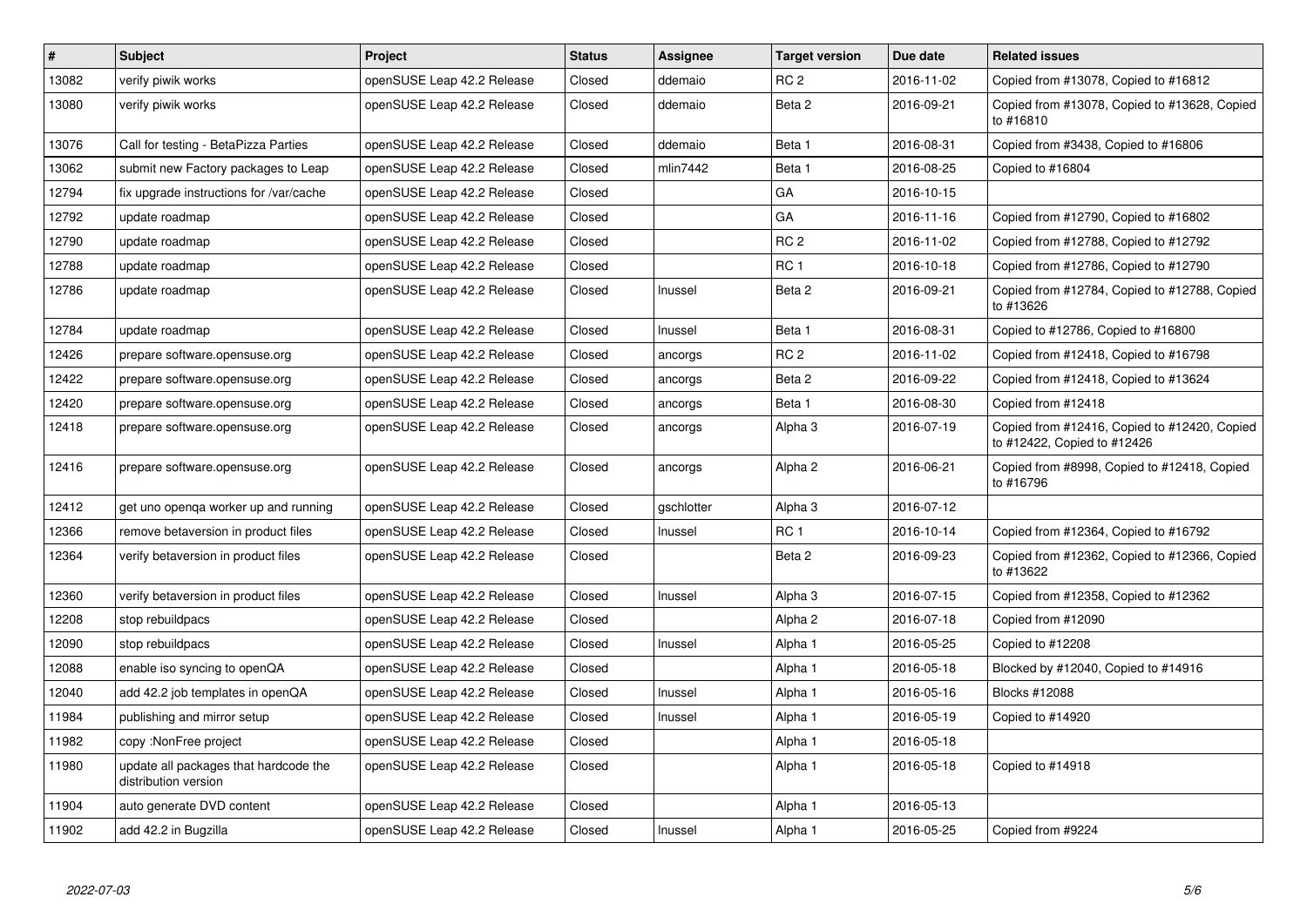| # | Subject | Project | Status | Assignee | Target version | Due date | Related issues |
|---|---|---|---|---|---|---|---|
| 13082 | verify piwik works | openSUSE Leap 42.2 Release | Closed | ddemaio | RC 2 | 2016-11-02 | Copied from #13078, Copied to #16812 |
| 13080 | verify piwik works | openSUSE Leap 42.2 Release | Closed | ddemaio | Beta 2 | 2016-09-21 | Copied from #13078, Copied to #13628, Copied to #16810 |
| 13076 | Call for testing - BetaPizza Parties | openSUSE Leap 42.2 Release | Closed | ddemaio | Beta 1 | 2016-08-31 | Copied from #3438, Copied to #16806 |
| 13062 | submit new Factory packages to Leap | openSUSE Leap 42.2 Release | Closed | mlin7442 | Beta 1 | 2016-08-25 | Copied to #16804 |
| 12794 | fix upgrade instructions for /var/cache | openSUSE Leap 42.2 Release | Closed | | GA | 2016-10-15 | |
| 12792 | update roadmap | openSUSE Leap 42.2 Release | Closed | | GA | 2016-11-16 | Copied from #12790, Copied to #16802 |
| 12790 | update roadmap | openSUSE Leap 42.2 Release | Closed | | RC 2 | 2016-11-02 | Copied from #12788, Copied to #12792 |
| 12788 | update roadmap | openSUSE Leap 42.2 Release | Closed | | RC 1 | 2016-10-18 | Copied from #12786, Copied to #12790 |
| 12786 | update roadmap | openSUSE Leap 42.2 Release | Closed | lnussel | Beta 2 | 2016-09-21 | Copied from #12784, Copied to #12788, Copied to #13626 |
| 12784 | update roadmap | openSUSE Leap 42.2 Release | Closed | lnussel | Beta 1 | 2016-08-31 | Copied to #12786, Copied to #16800 |
| 12426 | prepare software.opensuse.org | openSUSE Leap 42.2 Release | Closed | ancorgs | RC 2 | 2016-11-02 | Copied from #12418, Copied to #16798 |
| 12422 | prepare software.opensuse.org | openSUSE Leap 42.2 Release | Closed | ancorgs | Beta 2 | 2016-09-22 | Copied from #12418, Copied to #13624 |
| 12420 | prepare software.opensuse.org | openSUSE Leap 42.2 Release | Closed | ancorgs | Beta 1 | 2016-08-30 | Copied from #12418 |
| 12418 | prepare software.opensuse.org | openSUSE Leap 42.2 Release | Closed | ancorgs | Alpha 3 | 2016-07-19 | Copied from #12416, Copied to #12420, Copied to #12422, Copied to #12426 |
| 12416 | prepare software.opensuse.org | openSUSE Leap 42.2 Release | Closed | ancorgs | Alpha 2 | 2016-06-21 | Copied from #8998, Copied to #12418, Copied to #16796 |
| 12412 | get uno openqa worker up and running | openSUSE Leap 42.2 Release | Closed | gschlotter | Alpha 3 | 2016-07-12 | |
| 12366 | remove betaversion in product files | openSUSE Leap 42.2 Release | Closed | lnussel | RC 1 | 2016-10-14 | Copied from #12364, Copied to #16792 |
| 12364 | verify betaversion in product files | openSUSE Leap 42.2 Release | Closed | | Beta 2 | 2016-09-23 | Copied from #12362, Copied to #12366, Copied to #13622 |
| 12360 | verify betaversion in product files | openSUSE Leap 42.2 Release | Closed | lnussel | Alpha 3 | 2016-07-15 | Copied from #12358, Copied to #12362 |
| 12208 | stop rebuildpacs | openSUSE Leap 42.2 Release | Closed | | Alpha 2 | 2016-07-18 | Copied from #12090 |
| 12090 | stop rebuildpacs | openSUSE Leap 42.2 Release | Closed | lnussel | Alpha 1 | 2016-05-25 | Copied to #12208 |
| 12088 | enable iso syncing to openQA | openSUSE Leap 42.2 Release | Closed | | Alpha 1 | 2016-05-18 | Blocked by #12040, Copied to #14916 |
| 12040 | add 42.2 job templates in openQA | openSUSE Leap 42.2 Release | Closed | lnussel | Alpha 1 | 2016-05-16 | Blocks #12088 |
| 11984 | publishing and mirror setup | openSUSE Leap 42.2 Release | Closed | lnussel | Alpha 1 | 2016-05-19 | Copied to #14920 |
| 11982 | copy :NonFree project | openSUSE Leap 42.2 Release | Closed | | Alpha 1 | 2016-05-18 | |
| 11980 | update all packages that hardcode the distribution version | openSUSE Leap 42.2 Release | Closed | | Alpha 1 | 2016-05-18 | Copied to #14918 |
| 11904 | auto generate DVD content | openSUSE Leap 42.2 Release | Closed | | Alpha 1 | 2016-05-13 | |
| 11902 | add 42.2 in Bugzilla | openSUSE Leap 42.2 Release | Closed | lnussel | Alpha 1 | 2016-05-25 | Copied from #9224 |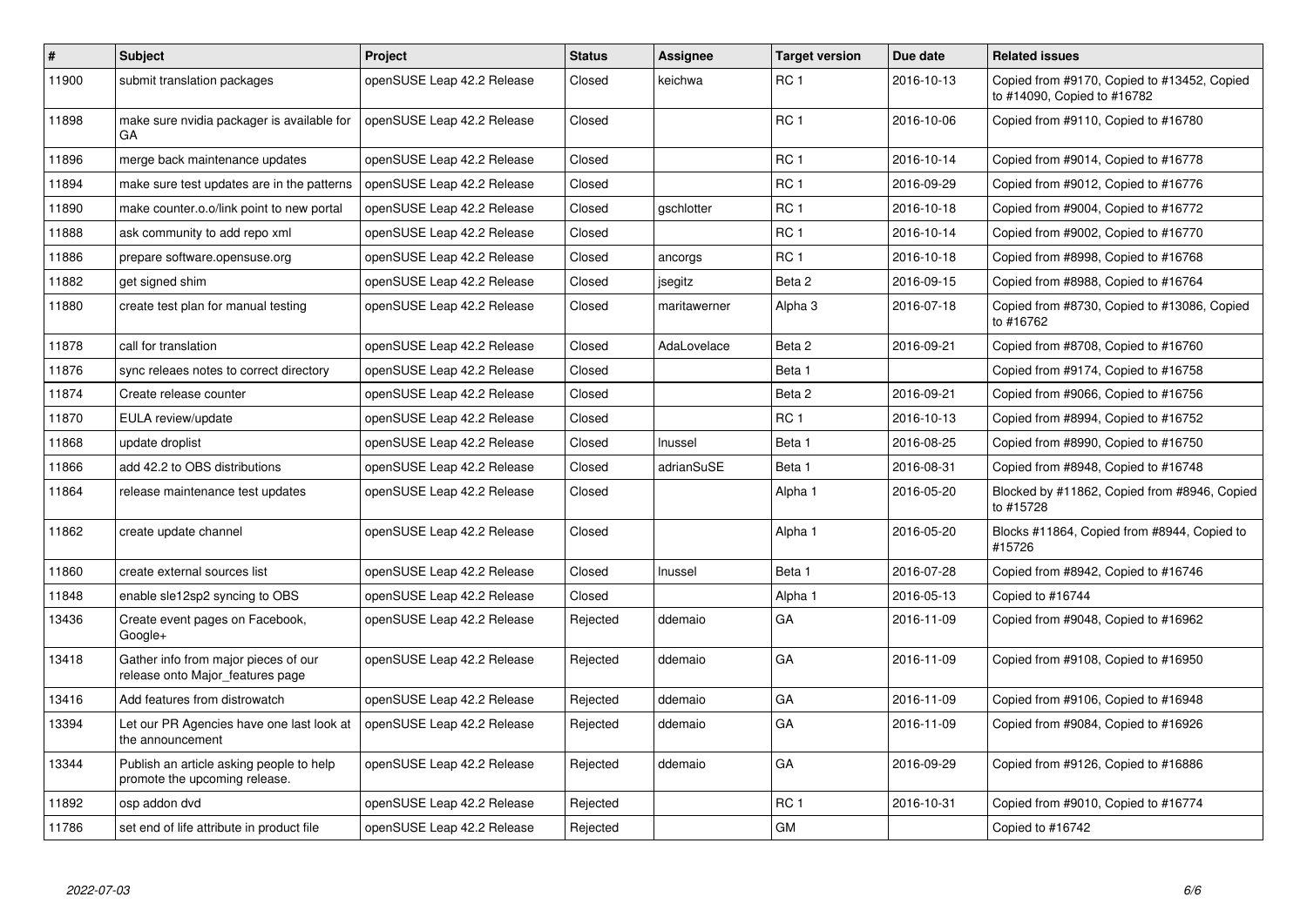| # | Subject | Project | Status | Assignee | Target version | Due date | Related issues |
|---|---|---|---|---|---|---|---|
| 11900 | submit translation packages | openSUSE Leap 42.2 Release | Closed | keichwa | RC 1 | 2016-10-13 | Copied from #9170, Copied to #13452, Copied to #14090, Copied to #16782 |
| 11898 | make sure nvidia packager is available for GA | openSUSE Leap 42.2 Release | Closed | | RC 1 | 2016-10-06 | Copied from #9110, Copied to #16780 |
| 11896 | merge back maintenance updates | openSUSE Leap 42.2 Release | Closed | | RC 1 | 2016-10-14 | Copied from #9014, Copied to #16778 |
| 11894 | make sure test updates are in the patterns | openSUSE Leap 42.2 Release | Closed | | RC 1 | 2016-09-29 | Copied from #9012, Copied to #16776 |
| 11890 | make counter.o.o/link point to new portal | openSUSE Leap 42.2 Release | Closed | gschlotter | RC 1 | 2016-10-18 | Copied from #9004, Copied to #16772 |
| 11888 | ask community to add repo xml | openSUSE Leap 42.2 Release | Closed | | RC 1 | 2016-10-14 | Copied from #9002, Copied to #16770 |
| 11886 | prepare software.opensuse.org | openSUSE Leap 42.2 Release | Closed | ancorgs | RC 1 | 2016-10-18 | Copied from #8998, Copied to #16768 |
| 11882 | get signed shim | openSUSE Leap 42.2 Release | Closed | jsegitz | Beta 2 | 2016-09-15 | Copied from #8988, Copied to #16764 |
| 11880 | create test plan for manual testing | openSUSE Leap 42.2 Release | Closed | maritawerner | Alpha 3 | 2016-07-18 | Copied from #8730, Copied to #13086, Copied to #16762 |
| 11878 | call for translation | openSUSE Leap 42.2 Release | Closed | AdaLovelace | Beta 2 | 2016-09-21 | Copied from #8708, Copied to #16760 |
| 11876 | sync releaes notes to correct directory | openSUSE Leap 42.2 Release | Closed | | Beta 1 | | Copied from #9174, Copied to #16758 |
| 11874 | Create release counter | openSUSE Leap 42.2 Release | Closed | | Beta 2 | 2016-09-21 | Copied from #9066, Copied to #16756 |
| 11870 | EULA review/update | openSUSE Leap 42.2 Release | Closed | | RC 1 | 2016-10-13 | Copied from #8994, Copied to #16752 |
| 11868 | update droplist | openSUSE Leap 42.2 Release | Closed | lnussel | Beta 1 | 2016-08-25 | Copied from #8990, Copied to #16750 |
| 11866 | add 42.2 to OBS distributions | openSUSE Leap 42.2 Release | Closed | adrianSuSE | Beta 1 | 2016-08-31 | Copied from #8948, Copied to #16748 |
| 11864 | release maintenance test updates | openSUSE Leap 42.2 Release | Closed | | Alpha 1 | 2016-05-20 | Blocked by #11862, Copied from #8946, Copied to #15728 |
| 11862 | create update channel | openSUSE Leap 42.2 Release | Closed | | Alpha 1 | 2016-05-20 | Blocks #11864, Copied from #8944, Copied to #15726 |
| 11860 | create external sources list | openSUSE Leap 42.2 Release | Closed | lnussel | Beta 1 | 2016-07-28 | Copied from #8942, Copied to #16746 |
| 11848 | enable sle12sp2 syncing to OBS | openSUSE Leap 42.2 Release | Closed | | Alpha 1 | 2016-05-13 | Copied to #16744 |
| 13436 | Create event pages on Facebook, Google+ | openSUSE Leap 42.2 Release | Rejected | ddemaio | GA | 2016-11-09 | Copied from #9048, Copied to #16962 |
| 13418 | Gather info from major pieces of our release onto Major_features page | openSUSE Leap 42.2 Release | Rejected | ddemaio | GA | 2016-11-09 | Copied from #9108, Copied to #16950 |
| 13416 | Add features from distrowatch | openSUSE Leap 42.2 Release | Rejected | ddemaio | GA | 2016-11-09 | Copied from #9106, Copied to #16948 |
| 13394 | Let our PR Agencies have one last look at the announcement | openSUSE Leap 42.2 Release | Rejected | ddemaio | GA | 2016-11-09 | Copied from #9084, Copied to #16926 |
| 13344 | Publish an article asking people to help promote the upcoming release. | openSUSE Leap 42.2 Release | Rejected | ddemaio | GA | 2016-09-29 | Copied from #9126, Copied to #16886 |
| 11892 | osp addon dvd | openSUSE Leap 42.2 Release | Rejected | | RC 1 | 2016-10-31 | Copied from #9010, Copied to #16774 |
| 11786 | set end of life attribute in product file | openSUSE Leap 42.2 Release | Rejected | | GM | | Copied to #16742 |